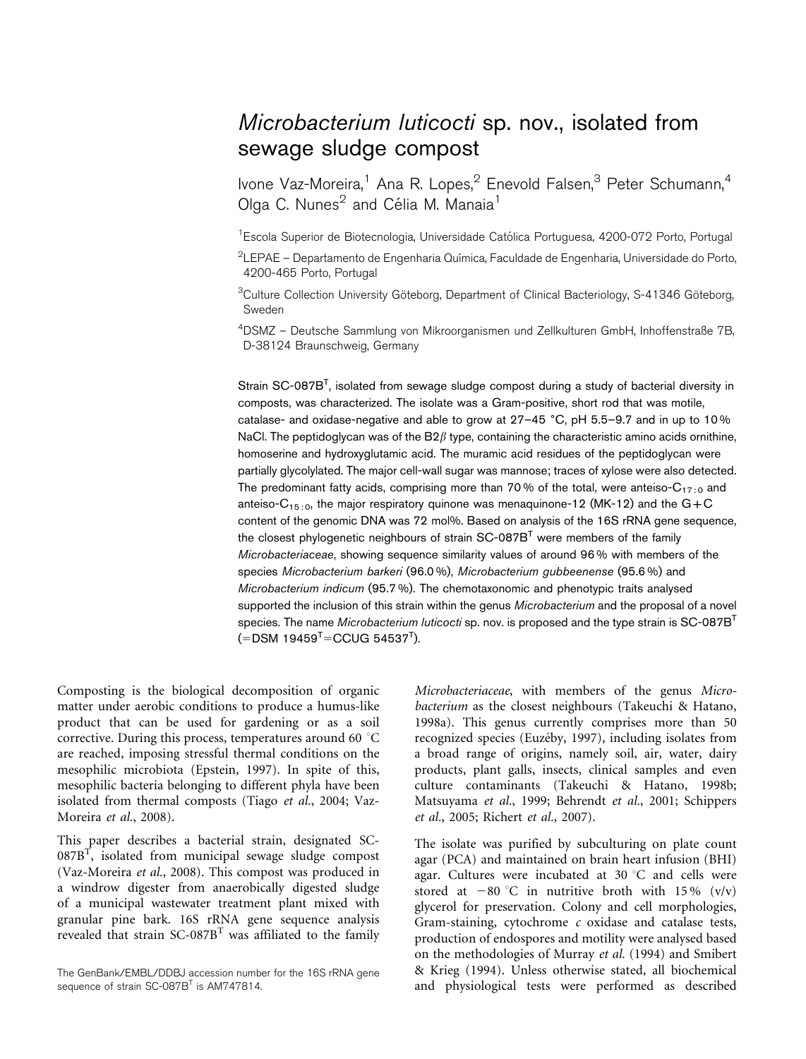# *Microbacterium luticocti* sp. nov., isolated from sewage sludge compost

Ivone Vaz-Moreira,[1] Ana R. Lopes,[2] Enevold Falsen,[3] Peter Schumann,[4] Olga C. Nunes[2] and Célia M. Manaia[1]

[1]Escola Superior de Biotecnologia, Universidade Católica Portuguesa, 4200-072 Porto, Portugal

[2]LEPAE – Departamento de Engenharia Química, Faculdade de Engenharia, Universidade do Porto, 4200-465 Porto, Portugal

[3]Culture Collection University Göteborg, Department of Clinical Bacteriology, S-41346 Göteborg, Sweden

[4]DSMZ – Deutsche Sammlung von Mikroorganismen und Zellkulturen GmbH, Inhoffenstraße 7B, D-38124 Braunschweig, Germany

Strain SC-087B$^T$, isolated from sewage sludge compost during a study of bacterial diversity in composts, was characterized. The isolate was a Gram-positive, short rod that was motile, catalase- and oxidase-negative and able to grow at 27–45 °C, pH 5.5–9.7 and in up to 10 % NaCl. The peptidoglycan was of the B2$\beta$ type, containing the characteristic amino acids ornithine, homoserine and hydroxyglutamic acid. The muramic acid residues of the peptidoglycan were partially glycolylated. The major cell-wall sugar was mannose; traces of xylose were also detected. The predominant fatty acids, comprising more than 70 % of the total, were anteiso-$C_{17:0}$ and anteiso-$C_{15:0}$, the major respiratory quinone was menaquinone-12 (MK-12) and the G+C content of the genomic DNA was 72 mol%. Based on analysis of the 16S rRNA gene sequence, the closest phylogenetic neighbours of strain SC-087B$^T$ were members of the family *Microbacteriaceae*, showing sequence similarity values of around 96 % with members of the species *Microbacterium barkeri* (96.0 %), *Microbacterium gubbeenense* (95.6 %) and *Microbacterium indicum* (95.7 %). The chemotaxonomic and phenotypic traits analysed supported the inclusion of this strain within the genus *Microbacterium* and the proposal of a novel species. The name *Microbacterium luticocti* sp. nov. is proposed and the type strain is SC-087B$^T$ (=DSM 19459$^T$=CCUG 54537$^T$).

Composting is the biological decomposition of organic matter under aerobic conditions to produce a humus-like product that can be used for gardening or as a soil corrective. During this process, temperatures around 60 °C are reached, imposing stressful thermal conditions on the mesophilic microbiota (Epstein, 1997). In spite of this, mesophilic bacteria belonging to different phyla have been isolated from thermal composts (Tiago *et al.*, 2004; Vaz-Moreira *et al.*, 2008).

This paper describes a bacterial strain, designated SC-087B$^T$, isolated from municipal sewage sludge compost (Vaz-Moreira *et al.*, 2008). This compost was produced in a windrow digester from anaerobically digested sludge of a municipal wastewater treatment plant mixed with granular pine bark. 16S rRNA gene sequence analysis revealed that strain SC-087B$^T$ was affiliated to the family *Microbacteriaceae*, with members of the genus *Microbacterium* as the closest neighbours (Takeuchi & Hatano, 1998a). This genus currently comprises more than 50 recognized species (Euzéby, 1997), including isolates from a broad range of origins, namely soil, air, water, dairy products, plant galls, insects, clinical samples and even culture contaminants (Takeuchi & Hatano, 1998b; Matsuyama *et al.*, 1999; Behrendt *et al.*, 2001; Schippers *et al.*, 2005; Richert *et al.*, 2007).

The isolate was purified by subculturing on plate count agar (PCA) and maintained on brain heart infusion (BHI) agar. Cultures were incubated at 30 °C and cells were stored at −80 °C in nutritive broth with 15 % (v/v) glycerol for preservation. Colony and cell morphologies, Gram-staining, cytochrome *c* oxidase and catalase tests, production of endospores and motility were analysed based on the methodologies of Murray *et al.* (1994) and Smibert & Krieg (1994). Unless otherwise stated, all biochemical and physiological tests were performed as described

The GenBank/EMBL/DDBJ accession number for the 16S rRNA gene sequence of strain SC-087B$^T$ is AM747814.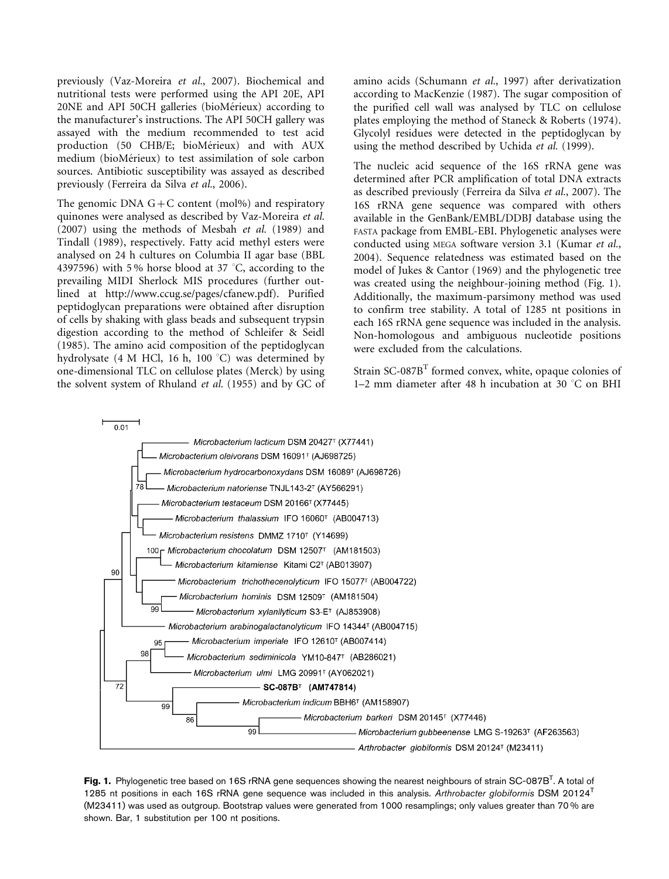previously (Vaz-Moreira *et al.*, 2007). Biochemical and nutritional tests were performed using the API 20E, API 20NE and API 50CH galleries (bioMérieux) according to the manufacturer's instructions. The API 50CH gallery was assayed with the medium recommended to test acid production (50 CHB/E; bioMérieux) and with AUX medium (bioMérieux) to test assimilation of sole carbon sources. Antibiotic susceptibility was assayed as described previously (Ferreira da Silva *et al.*, 2006).

The genomic DNA G+C content (mol%) and respiratory quinones were analysed as described by Vaz-Moreira *et al.* (2007) using the methods of Mesbah *et al.* (1989) and Tindall (1989), respectively. Fatty acid methyl esters were analysed on 24 h cultures on Columbia II agar base (BBL 4397596) with 5% horse blood at 37 °C, according to the prevailing MIDI Sherlock MIS procedures (further outlined at http://www.ccug.se/pages/cfanew.pdf). Purified peptidoglycan preparations were obtained after disruption of cells by shaking with glass beads and subsequent trypsin digestion according to the method of Schleifer & Seidl (1985). The amino acid composition of the peptidoglycan hydrolysate (4 M HCl, 16 h, 100 °C) was determined by one-dimensional TLC on cellulose plates (Merck) by using the solvent system of Rhuland *et al.* (1955) and by GC of amino acids (Schumann *et al.*, 1997) after derivatization according to MacKenzie (1987). The sugar composition of the purified cell wall was analysed by TLC on cellulose plates employing the method of Staneck & Roberts (1974). Glycolyl residues were detected in the peptidoglycan by using the method described by Uchida *et al.* (1999).

The nucleic acid sequence of the 16S rRNA gene was determined after PCR amplification of total DNA extracts as described previously (Ferreira da Silva *et al.*, 2007). The 16S rRNA gene sequence was compared with others available in the GenBank/EMBL/DDBJ database using the FASTA package from EMBL-EBI. Phylogenetic analyses were conducted using MEGA software version 3.1 (Kumar *et al.*, 2004). Sequence relatedness was estimated based on the model of Jukes & Cantor (1969) and the phylogenetic tree was created using the neighbour-joining method (Fig. 1). Additionally, the maximum-parsimony method was used to confirm tree stability. A total of 1285 nt positions in each 16S rRNA gene sequence was included in the analysis. Non-homologous and ambiguous nucleotide positions were excluded from the calculations.

Strain SC-087B$^T$ formed convex, white, opaque colonies of 1–2 mm diameter after 48 h incubation at 30 °C on BHI

**Fig. 1.** Phylogenetic tree based on 16S rRNA gene sequences showing the nearest neighbours of strain SC-087B$^T$. A total of 1285 nt positions in each 16S rRNA gene sequence was included in this analysis. *Arthrobacter globiformis* DSM 20124$^T$ (M23411) was used as outgroup. Bootstrap values were generated from 1000 resamplings; only values greater than 70% are shown. Bar, 1 substitution per 100 nt positions.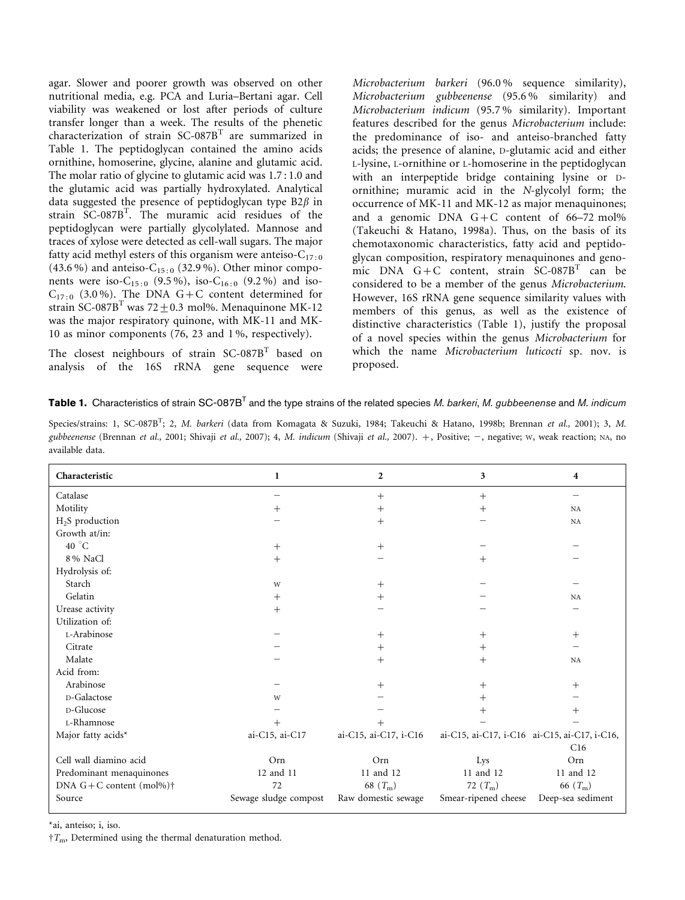agar. Slower and poorer growth was observed on other nutritional media, e.g. PCA and Luria–Bertani agar. Cell viability was weakened or lost after periods of culture transfer longer than a week. The results of the phenetic characterization of strain SC-087B$^T$ are summarized in Table 1. The peptidoglycan contained the amino acids ornithine, homoserine, glycine, alanine and glutamic acid. The molar ratio of glycine to glutamic acid was 1.7 : 1.0 and the glutamic acid was partially hydroxylated. Analytical data suggested the presence of peptidoglycan type B2$\beta$ in strain SC-087B$^T$. The muramic acid residues of the peptidoglycan were partially glycolylated. Mannose and traces of xylose were detected as cell-wall sugars. The major fatty acid methyl esters of this organism were anteiso-$C_{17:0}$ (43.6 %) and anteiso-$C_{15:0}$ (32.9 %). Other minor components were iso-$C_{15:0}$ (9.5 %), iso-$C_{16:0}$ (9.2 %) and iso-$C_{17:0}$ (3.0 %). The DNA G+C content determined for strain SC-087B$^T$ was 72 ± 0.3 mol%. Menaquinone MK-12 was the major respiratory quinone, with MK-11 and MK-10 as minor components (76, 23 and 1 %, respectively).

The closest neighbours of strain SC-087B$^T$ based on analysis of the 16S rRNA gene sequence were *Microbacterium barkeri* (96.0 % sequence similarity), *Microbacterium gubbeenense* (95.6 % similarity) and *Microbacterium indicum* (95.7 % similarity). Important features described for the genus *Microbacterium* include: the predominance of iso- and anteiso-branched fatty acids; the presence of alanine, D-glutamic acid and either L-lysine, L-ornithine or L-homoserine in the peptidoglycan with an interpeptide bridge containing lysine or D-ornithine; muramic acid in the *N*-glycolyl form; the occurrence of MK-11 and MK-12 as major menaquinones; and a genomic DNA G+C content of 66–72 mol% (Takeuchi & Hatano, 1998a). Thus, on the basis of its chemotaxonomic characteristics, fatty acid and peptidoglycan composition, respiratory menaquinones and genomic DNA G+C content, strain SC-087B$^T$ can be considered to be a member of the genus *Microbacterium*. However, 16S rRNA gene sequence similarity values with members of this genus, as well as the existence of distinctive characteristics (Table 1), justify the proposal of a novel species within the genus *Microbacterium* for which the name *Microbacterium luticocti* sp. nov. is proposed.

**Table 1.** Characteristics of strain SC-087B$^T$ and the type strains of the related species *M. barkeri*, *M. gubbeenense* and *M. indicum*

Species/strains: 1, SC-087B$^T$; 2, *M. barkeri* (data from Komagata & Suzuki, 1984; Takeuchi & Hatano, 1998b; Brennan *et al.*, 2001); 3, *M. gubbeenense* (Brennan *et al.*, 2001; Shivaji *et al.*, 2007); 4, *M. indicum* (Shivaji *et al.*, 2007). +, Positive; −, negative; W, weak reaction; NA, no available data.

| Characteristic | 1 | 2 | 3 | 4 |
|---|---|---|---|---|
| Catalase | − | + | + | − |
| Motility | + | + | + | NA |
| $H_2S$ production | − | + | − | NA |
| Growth at/in: | | | | |
| 40 °C | + | + | − | − |
| 8 % NaCl | + | − | + | − |
| Hydrolysis of: | | | | |
| Starch | W | + | − | − |
| Gelatin | + | + | − | NA |
| Urease activity | + | − | − | − |
| Utilization of: | | | | |
| L-Arabinose | − | + | + | + |
| Citrate | − | + | + | − |
| Malate | − | + | + | NA |
| Acid from: | | | | |
| Arabinose | − | + | + | + |
| D-Galactose | W | − | + | − |
| D-Glucose | − | − | + | + |
| L-Rhamnose | + | + | − | − |
| Major fatty acids* | ai-C15, ai-C17 | ai-C15, ai-C17, i-C16 | ai-C15, ai-C17, i-C16 | ai-C15, ai-C17, i-C16, C16 |
| Cell wall diamino acid | Orn | Orn | Lys | Orn |
| Predominant menaquinones | 12 and 11 | 11 and 12 | 11 and 12 | 11 and 12 |
| DNA G+C content (mol%)† | 72 | 68 ($T_m$) | 72 ($T_m$) | 66 ($T_m$) |
| Source | Sewage sludge compost | Raw domestic sewage | Smear-ripened cheese | Deep-sea sediment |

*ai, anteiso; i, iso.

†$T_m$, Determined using the thermal denaturation method.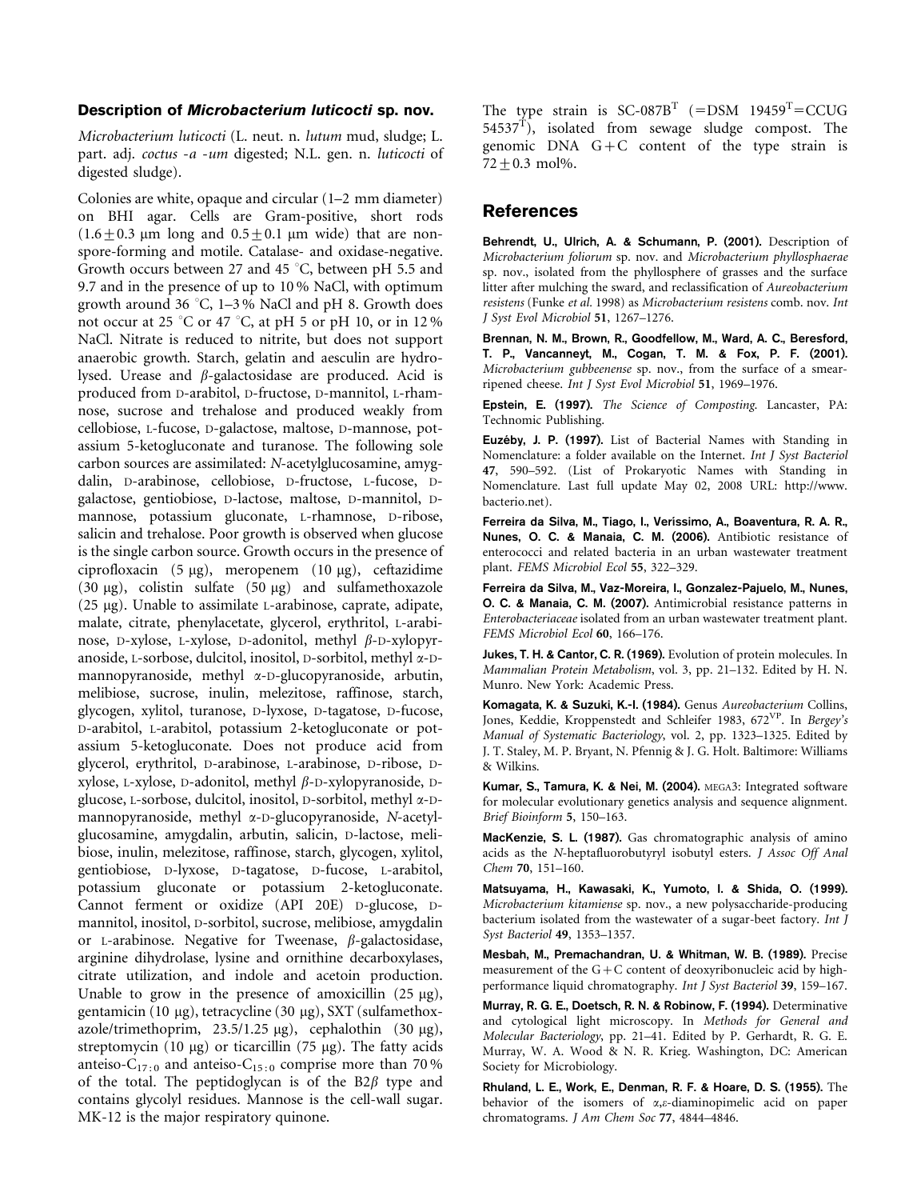### Description of *Microbacterium luticocti* sp. nov.

*Microbacterium luticocti* (L. neut. n. *lutum* mud, sludge; L. part. adj. *coctus -a -um* digested; N.L. gen. n. *luticocti* of digested sludge).

Colonies are white, opaque and circular (1–2 mm diameter) on BHI agar. Cells are Gram-positive, short rods ($1.6 \pm 0.3$ μm long and $0.5 \pm 0.1$ μm wide) that are non-spore-forming and motile. Catalase- and oxidase-negative. Growth occurs between 27 and 45 °C, between pH 5.5 and 9.7 and in the presence of up to 10 % NaCl, with optimum growth around 36 °C, 1–3 % NaCl and pH 8. Growth does not occur at 25 °C or 47 °C, at pH 5 or pH 10, or in 12 % NaCl. Nitrate is reduced to nitrite, but does not support anaerobic growth. Starch, gelatin and aesculin are hydrolysed. Urease and $\beta$-galactosidase are produced. Acid is produced from D-arabitol, D-fructose, D-mannitol, L-rhamnose, sucrose and trehalose and produced weakly from cellobiose, L-fucose, D-galactose, maltose, D-mannose, potassium 5-ketogluconate and turanose. The following sole carbon sources are assimilated: *N*-acetylglucosamine, amygdalin, D-arabinose, cellobiose, D-fructose, L-fucose, D-galactose, gentiobiose, D-lactose, maltose, D-mannitol, D-mannose, potassium gluconate, L-rhamnose, D-ribose, salicin and trehalose. Poor growth is observed when glucose is the single carbon source. Growth occurs in the presence of ciprofloxacin (5 μg), meropenem (10 μg), ceftazidime (30 μg), colistin sulfate (50 μg) and sulfamethoxazole (25 μg). Unable to assimilate L-arabinose, caprate, adipate, malate, citrate, phenylacetate, glycerol, erythritol, L-arabinose, D-xylose, L-xylose, D-adonitol, methyl $\beta$-D-xylopyranoside, L-sorbose, dulcitol, inositol, D-sorbitol, methyl $\alpha$-D-mannopyranoside, methyl $\alpha$-D-glucopyranoside, arbutin, melibiose, sucrose, inulin, melezitose, raffinose, starch, glycogen, xylitol, turanose, D-lyxose, D-tagatose, D-fucose, D-arabitol, L-arabitol, potassium 2-ketogluconate or potassium 5-ketogluconate. Does not produce acid from glycerol, erythritol, D-arabinose, L-arabinose, D-ribose, D-xylose, L-xylose, D-adonitol, methyl $\beta$-D-xylopyranoside, D-glucose, L-sorbose, dulcitol, inositol, D-sorbitol, methyl $\alpha$-D-mannopyranoside, methyl $\alpha$-D-glucopyranoside, *N*-acetylglucosamine, amygdalin, arbutin, salicin, D-lactose, melibiose, inulin, melezitose, raffinose, starch, glycogen, xylitol, gentiobiose, D-lyxose, D-tagatose, D-fucose, L-arabitol, potassium gluconate or potassium 2-ketogluconate. Cannot ferment or oxidize (API 20E) D-glucose, D-mannitol, inositol, D-sorbitol, sucrose, melibiose, amygdalin or L-arabinose. Negative for Tweenase, $\beta$-galactosidase, arginine dihydrolase, lysine and ornithine decarboxylases, citrate utilization, and indole and acetoin production. Unable to grow in the presence of amoxicillin (25 μg), gentamicin (10 μg), tetracycline (30 μg), SXT (sulfamethoxazole/trimethoprim, 23.5/1.25 μg), cephalothin (30 μg), streptomycin (10 μg) or ticarcillin (75 μg). The fatty acids anteiso-$C_{17:0}$ and anteiso-$C_{15:0}$ comprise more than 70 % of the total. The peptidoglycan is of the B2$\beta$ type and contains glycolyl residues. Mannose is the cell-wall sugar. MK-12 is the major respiratory quinone.

The type strain is SC-087B$^T$ (=DSM 19459$^T$=CCUG 54537$^T$), isolated from sewage sludge compost. The genomic DNA G+C content of the type strain is $72 \pm 0.3$ mol%.

## References

**Behrendt, U., Ulrich, A. & Schumann, P. (2001).** Description of *Microbacterium foliorum* sp. nov. and *Microbacterium phyllosphaerae* sp. nov., isolated from the phyllosphere of grasses and the surface litter after mulching the sward, and reclassification of *Aureobacterium resistens* (Funke *et al.* 1998) as *Microbacterium resistens* comb. nov. *Int J Syst Evol Microbiol* **51**, 1267–1276.

**Brennan, N. M., Brown, R., Goodfellow, M., Ward, A. C., Beresford, T. P., Vancanneyt, M., Cogan, T. M. & Fox, P. F. (2001).** *Microbacterium gubbeenense* sp. nov., from the surface of a smear-ripened cheese. *Int J Syst Evol Microbiol* **51**, 1969–1976.

**Epstein, E. (1997).** *The Science of Composting.* Lancaster, PA: Technomic Publishing.

**Euzéby, J. P. (1997).** List of Bacterial Names with Standing in Nomenclature: a folder available on the Internet. *Int J Syst Bacteriol* **47**, 590–592. (List of Prokaryotic Names with Standing in Nomenclature. Last full update May 02, 2008 URL: http://www.bacterio.net).

**Ferreira da Silva, M., Tiago, I., Veríssimo, A., Boaventura, R. A. R., Nunes, O. C. & Manaia, C. M. (2006).** Antibiotic resistance of enterococci and related bacteria in an urban wastewater treatment plant. *FEMS Microbiol Ecol* **55**, 322–329.

**Ferreira da Silva, M., Vaz-Moreira, I., Gonzalez-Pajuelo, M., Nunes, O. C. & Manaia, C. M. (2007).** Antimicrobial resistance patterns in *Enterobacteriaceae* isolated from an urban wastewater treatment plant. *FEMS Microbiol Ecol* **60**, 166–176.

**Jukes, T. H. & Cantor, C. R. (1969).** Evolution of protein molecules. In *Mammalian Protein Metabolism*, vol. 3, pp. 21–132. Edited by H. N. Munro. New York: Academic Press.

**Komagata, K. & Suzuki, K.-I. (1984).** Genus *Aureobacterium* Collins, Jones, Keddie, Kroppenstedt and Schleifer 1983, 672$^{VP}$. In *Bergey's Manual of Systematic Bacteriology*, vol. 2, pp. 1323–1325. Edited by J. T. Staley, M. P. Bryant, N. Pfennig & J. G. Holt. Baltimore: Williams & Wilkins.

**Kumar, S., Tamura, K. & Nei, M. (2004).** MEGA3: Integrated software for molecular evolutionary genetics analysis and sequence alignment. *Brief Bioinform* **5**, 150–163.

**MacKenzie, S. L. (1987).** Gas chromatographic analysis of amino acids as the *N*-heptafluorobutyryl isobutyl esters. *J Assoc Off Anal Chem* **70**, 151–160.

**Matsuyama, H., Kawasaki, K., Yumoto, I. & Shida, O. (1999).** *Microbacterium kitamiense* sp. nov., a new polysaccharide-producing bacterium isolated from the wastewater of a sugar-beet factory. *Int J Syst Bacteriol* **49**, 1353–1357.

**Mesbah, M., Premachandran, U. & Whitman, W. B. (1989).** Precise measurement of the G+C content of deoxyribonucleic acid by high-performance liquid chromatography. *Int J Syst Bacteriol* **39**, 159–167.

**Murray, R. G. E., Doetsch, R. N. & Robinow, F. (1994).** Determinative and cytological light microscopy. In *Methods for General and Molecular Bacteriology*, pp. 21–41. Edited by P. Gerhardt, R. G. E. Murray, W. A. Wood & N. R. Krieg. Washington, DC: American Society for Microbiology.

**Rhuland, L. E., Work, E., Denman, R. F. & Hoare, D. S. (1955).** The behavior of the isomers of $\alpha,\varepsilon$-diaminopimelic acid on paper chromatograms. *J Am Chem Soc* **77**, 4844–4846.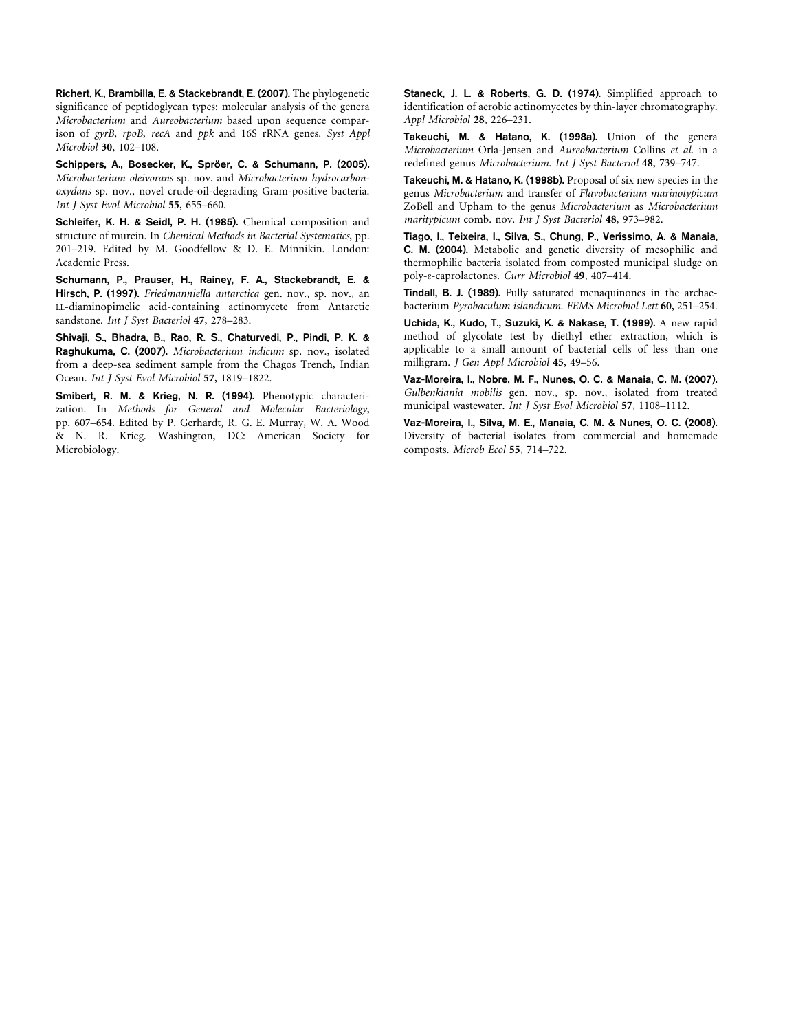**Richert, K., Brambilla, E. & Stackebrandt, E. (2007).** The phylogenetic significance of peptidoglycan types: molecular analysis of the genera *Microbacterium* and *Aureobacterium* based upon sequence comparison of *gyrB*, *rpoB*, *recA* and *ppk* and 16S rRNA genes. *Syst Appl Microbiol* **30**, 102–108.

**Schippers, A., Bosecker, K., Spröer, C. & Schumann, P. (2005).** *Microbacterium oleivorans* sp. nov. and *Microbacterium hydrocarbonoxydans* sp. nov., novel crude-oil-degrading Gram-positive bacteria. *Int J Syst Evol Microbiol* **55**, 655–660.

**Schleifer, K. H. & Seidl, P. H. (1985).** Chemical composition and structure of murein. In *Chemical Methods in Bacterial Systematics*, pp. 201–219. Edited by M. Goodfellow & D. E. Minnikin. London: Academic Press.

**Schumann, P., Prauser, H., Rainey, F. A., Stackebrandt, E. & Hirsch, P. (1997).** *Friedmanniella antarctica* gen. nov., sp. nov., an LL-diaminopimelic acid-containing actinomycete from Antarctic sandstone. *Int J Syst Bacteriol* **47**, 278–283.

**Shivaji, S., Bhadra, B., Rao, R. S., Chaturvedi, P., Pindi, P. K. & Raghukuma, C. (2007).** *Microbacterium indicum* sp. nov., isolated from a deep-sea sediment sample from the Chagos Trench, Indian Ocean. *Int J Syst Evol Microbiol* **57**, 1819–1822.

**Smibert, R. M. & Krieg, N. R. (1994).** Phenotypic characterization. In *Methods for General and Molecular Bacteriology*, pp. 607–654. Edited by P. Gerhardt, R. G. E. Murray, W. A. Wood & N. R. Krieg. Washington, DC: American Society for Microbiology.

**Staneck, J. L. & Roberts, G. D. (1974).** Simplified approach to identification of aerobic actinomycetes by thin-layer chromatography. *Appl Microbiol* **28**, 226–231.

**Takeuchi, M. & Hatano, K. (1998a).** Union of the genera *Microbacterium* Orla-Jensen and *Aureobacterium* Collins *et al.* in a redefined genus *Microbacterium*. *Int J Syst Bacteriol* **48**, 739–747.

**Takeuchi, M. & Hatano, K. (1998b).** Proposal of six new species in the genus *Microbacterium* and transfer of *Flavobacterium marinotypicum* ZoBell and Upham to the genus *Microbacterium* as *Microbacterium maritypicum* comb. nov. *Int J Syst Bacteriol* **48**, 973–982.

**Tiago, I., Teixeira, I., Silva, S., Chung, P., Verissimo, A. & Manaia, C. M. (2004).** Metabolic and genetic diversity of mesophilic and thermophilic bacteria isolated from composted municipal sludge on poly-ε-caprolactones. *Curr Microbiol* **49**, 407–414.

**Tindall, B. J. (1989).** Fully saturated menaquinones in the archaebacterium *Pyrobaculum islandicum*. *FEMS Microbiol Lett* **60**, 251–254.

**Uchida, K., Kudo, T., Suzuki, K. & Nakase, T. (1999).** A new rapid method of glycolate test by diethyl ether extraction, which is applicable to a small amount of bacterial cells of less than one milligram. *J Gen Appl Microbiol* **45**, 49–56.

**Vaz-Moreira, I., Nobre, M. F., Nunes, O. C. & Manaia, C. M. (2007).** *Gulbenkiania mobilis* gen. nov., sp. nov., isolated from treated municipal wastewater. *Int J Syst Evol Microbiol* **57**, 1108–1112.

**Vaz-Moreira, I., Silva, M. E., Manaia, C. M. & Nunes, O. C. (2008).** Diversity of bacterial isolates from commercial and homemade composts. *Microb Ecol* **55**, 714–722.